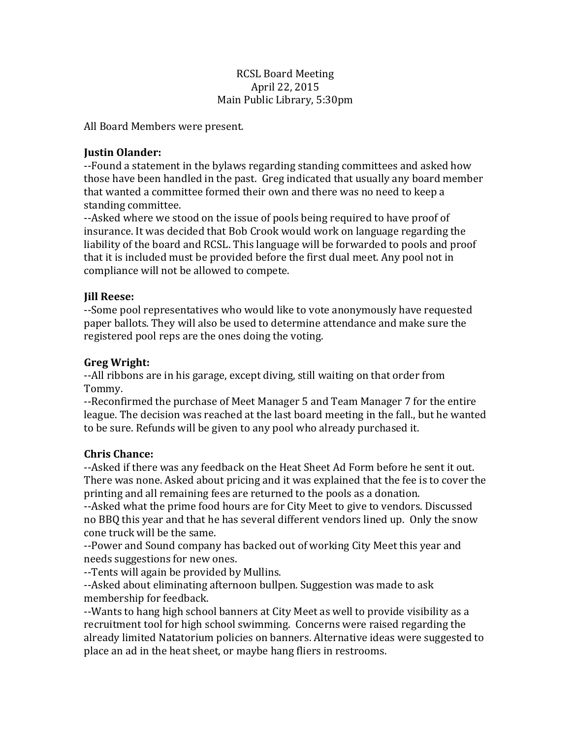RCSL Board Meeting
April 22, 2015
Main Public Library, 5:30pm

All Board Members were present.

**Justin Olander:**
--Found a statement in the bylaws regarding standing committees and asked how those have been handled in the past. Greg indicated that usually any board member that wanted a committee formed their own and there was no need to keep a standing committee.
--Asked where we stood on the issue of pools being required to have proof of insurance. It was decided that Bob Crook would work on language regarding the liability of the board and RCSL. This language will be forwarded to pools and proof that it is included must be provided before the first dual meet. Any pool not in compliance will not be allowed to compete.

**Jill Reese:**
--Some pool representatives who would like to vote anonymously have requested paper ballots. They will also be used to determine attendance and make sure the registered pool reps are the ones doing the voting.

**Greg Wright:**
--All ribbons are in his garage, except diving, still waiting on that order from Tommy.
--Reconfirmed the purchase of Meet Manager 5 and Team Manager 7 for the entire league. The decision was reached at the last board meeting in the fall., but he wanted to be sure. Refunds will be given to any pool who already purchased it.

**Chris Chance:**
--Asked if there was any feedback on the Heat Sheet Ad Form before he sent it out. There was none. Asked about pricing and it was explained that the fee is to cover the printing and all remaining fees are returned to the pools as a donation.
--Asked what the prime food hours are for City Meet to give to vendors. Discussed no BBQ this year and that he has several different vendors lined up. Only the snow cone truck will be the same.
--Power and Sound company has backed out of working City Meet this year and needs suggestions for new ones.
--Tents will again be provided by Mullins.
--Asked about eliminating afternoon bullpen. Suggestion was made to ask membership for feedback.
--Wants to hang high school banners at City Meet as well to provide visibility as a recruitment tool for high school swimming. Concerns were raised regarding the already limited Natatorium policies on banners. Alternative ideas were suggested to place an ad in the heat sheet, or maybe hang fliers in restrooms.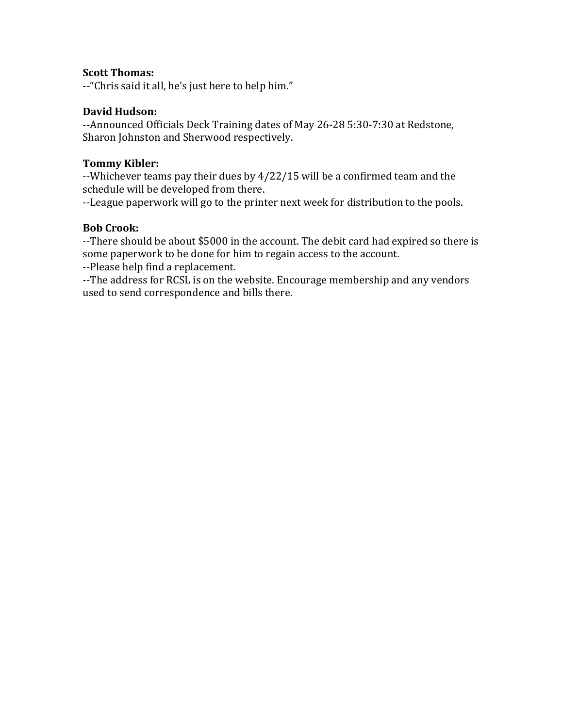**Scott Thomas:**
--"Chris said it all, he's just here to help him."

**David Hudson:**
--Announced Officials Deck Training dates of May 26-28 5:30-7:30 at Redstone, Sharon Johnston and Sherwood respectively.

**Tommy Kibler:**
--Whichever teams pay their dues by 4/22/15 will be a confirmed team and the schedule will be developed from there.
--League paperwork will go to the printer next week for distribution to the pools.

**Bob Crook:**
--There should be about $5000 in the account. The debit card had expired so there is some paperwork to be done for him to regain access to the account.
--Please help find a replacement.
--The address for RCSL is on the website. Encourage membership and any vendors used to send correspondence and bills there.